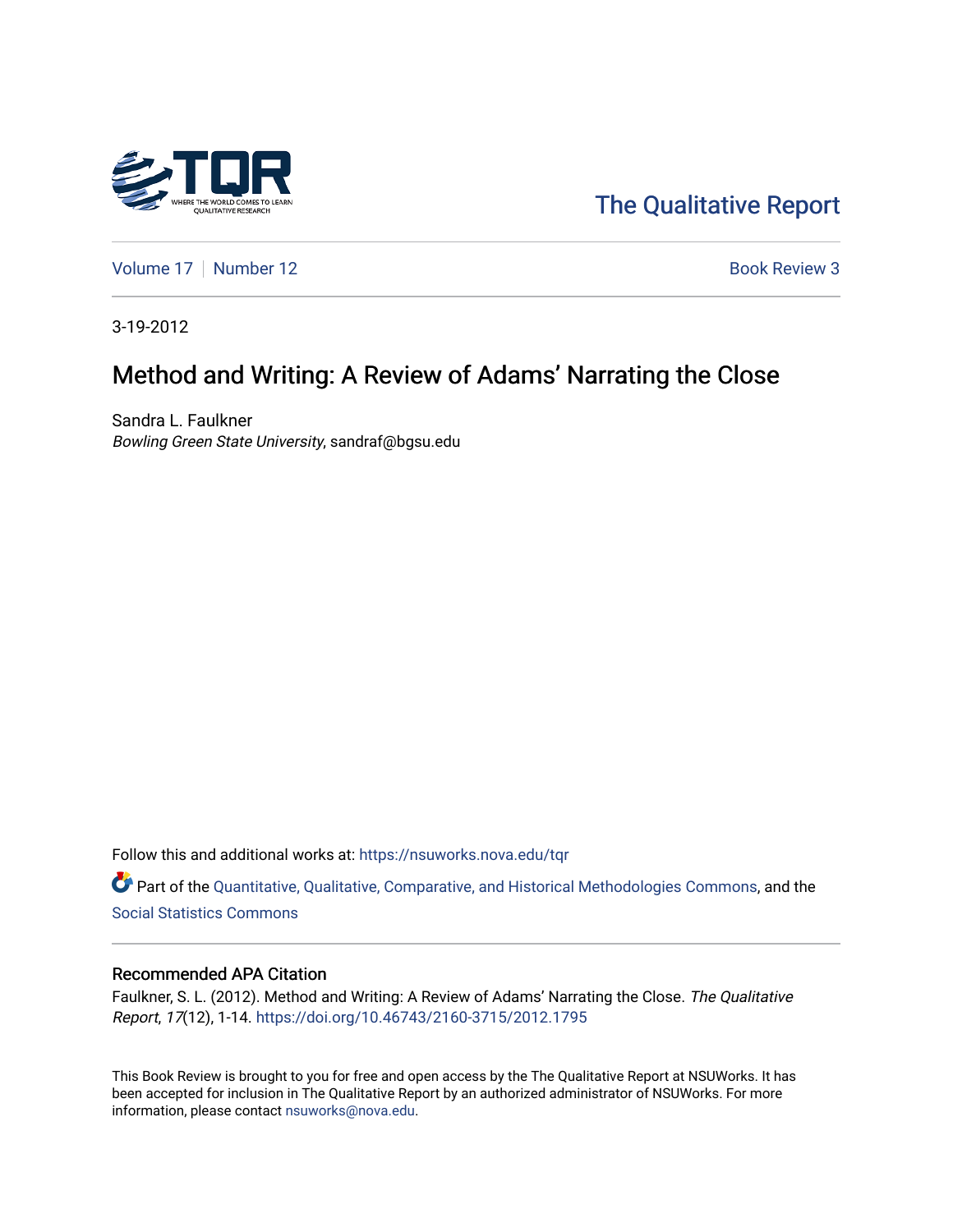The Qualitative Report

Volume 17 | Number 12 — Book Review 3

3-19-2012

# Method and Writing: A Review of Adams' Narrating the Close

Sandra L. Faulkner
*Bowling Green State University*, sandraf@bgsu.edu

Follow this and additional works at: https://nsuworks.nova.edu/tqr

Part of the Quantitative, Qualitative, Comparative, and Historical Methodologies Commons, and the Social Statistics Commons

## Recommended APA Citation

Faulkner, S. L. (2012). Method and Writing: A Review of Adams' Narrating the Close. *The Qualitative Report*, *17*(12), 1-14. https://doi.org/10.46743/2160-3715/2012.1795

This Book Review is brought to you for free and open access by the The Qualitative Report at NSUWorks. It has been accepted for inclusion in The Qualitative Report by an authorized administrator of NSUWorks. For more information, please contact nsuworks@nova.edu.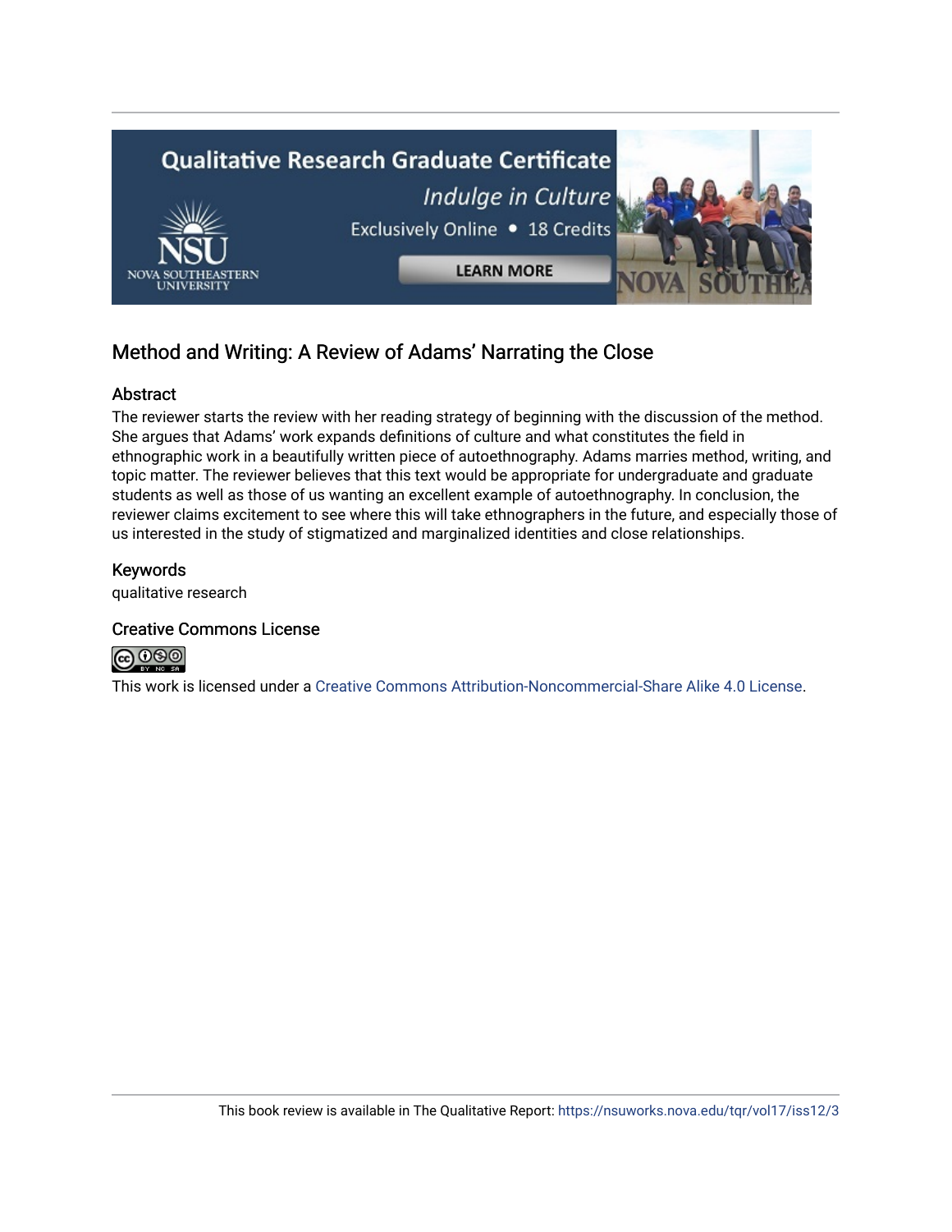## Method and Writing: A Review of Adams' Narrating the Close

### Abstract

The reviewer starts the review with her reading strategy of beginning with the discussion of the method. She argues that Adams' work expands definitions of culture and what constitutes the field in ethnographic work in a beautifully written piece of autoethnography. Adams marries method, writing, and topic matter. The reviewer believes that this text would be appropriate for undergraduate and graduate students as well as those of us wanting an excellent example of autoethnography. In conclusion, the reviewer claims excitement to see where this will take ethnographers in the future, and especially those of us interested in the study of stigmatized and marginalized identities and close relationships.

### Keywords

qualitative research

### Creative Commons License

This work is licensed under a Creative Commons Attribution-Noncommercial-Share Alike 4.0 License.

This book review is available in The Qualitative Report: https://nsuworks.nova.edu/tqr/vol17/iss12/3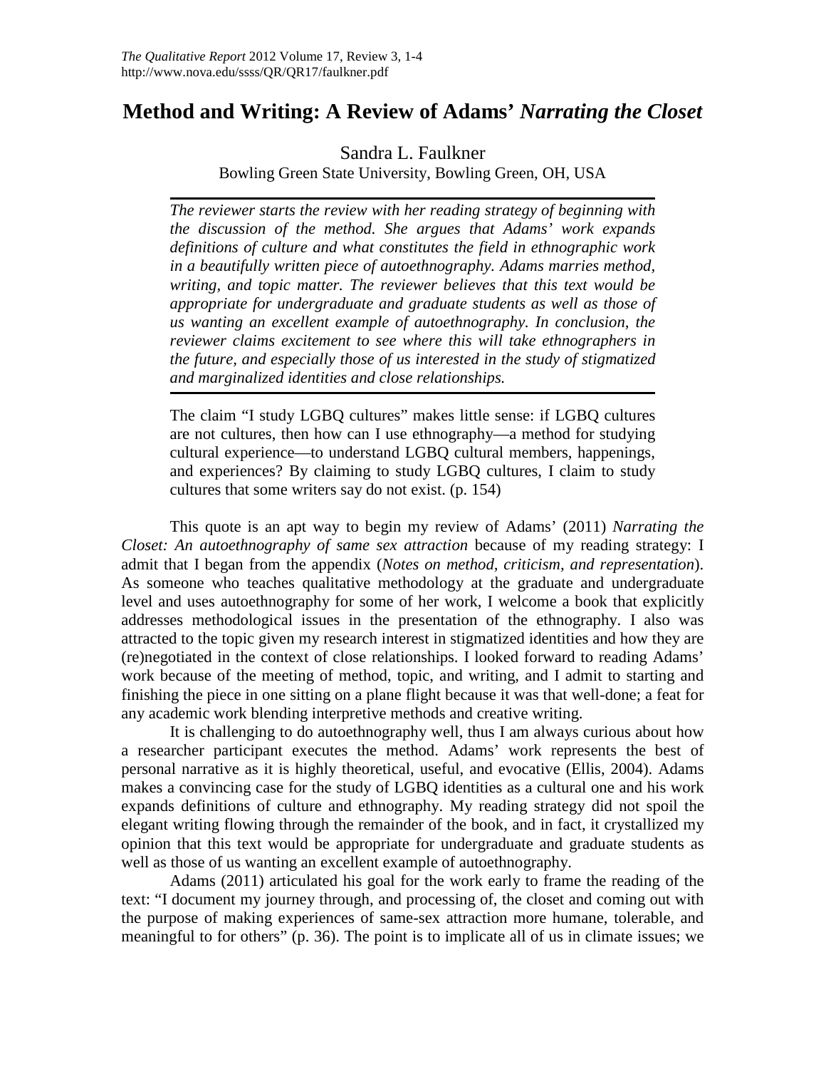# Method and Writing: A Review of Adams' *Narrating the Closet*

Sandra L. Faulkner
Bowling Green State University, Bowling Green, OH, USA

*The reviewer starts the review with her reading strategy of beginning with the discussion of the method. She argues that Adams' work expands definitions of culture and what constitutes the field in ethnographic work in a beautifully written piece of autoethnography. Adams marries method, writing, and topic matter. The reviewer believes that this text would be appropriate for undergraduate and graduate students as well as those of us wanting an excellent example of autoethnography. In conclusion, the reviewer claims excitement to see where this will take ethnographers in the future, and especially those of us interested in the study of stigmatized and marginalized identities and close relationships.*

> The claim "I study LGBQ cultures" makes little sense: if LGBQ cultures are not cultures, then how can I use ethnography—a method for studying cultural experience—to understand LGBQ cultural members, happenings, and experiences? By claiming to study LGBQ cultures, I claim to study cultures that some writers say do not exist. (p. 154)

This quote is an apt way to begin my review of Adams' (2011) *Narrating the Closet: An autoethnography of same sex attraction* because of my reading strategy: I admit that I began from the appendix (*Notes on method, criticism, and representation*). As someone who teaches qualitative methodology at the graduate and undergraduate level and uses autoethnography for some of her work, I welcome a book that explicitly addresses methodological issues in the presentation of the ethnography. I also was attracted to the topic given my research interest in stigmatized identities and how they are (re)negotiated in the context of close relationships. I looked forward to reading Adams' work because of the meeting of method, topic, and writing, and I admit to starting and finishing the piece in one sitting on a plane flight because it was that well-done; a feat for any academic work blending interpretive methods and creative writing.

It is challenging to do autoethnography well, thus I am always curious about how a researcher participant executes the method. Adams' work represents the best of personal narrative as it is highly theoretical, useful, and evocative (Ellis, 2004). Adams makes a convincing case for the study of LGBQ identities as a cultural one and his work expands definitions of culture and ethnography. My reading strategy did not spoil the elegant writing flowing through the remainder of the book, and in fact, it crystallized my opinion that this text would be appropriate for undergraduate and graduate students as well as those of us wanting an excellent example of autoethnography.

Adams (2011) articulated his goal for the work early to frame the reading of the text: "I document my journey through, and processing of, the closet and coming out with the purpose of making experiences of same-sex attraction more humane, tolerable, and meaningful to for others" (p. 36). The point is to implicate all of us in climate issues; we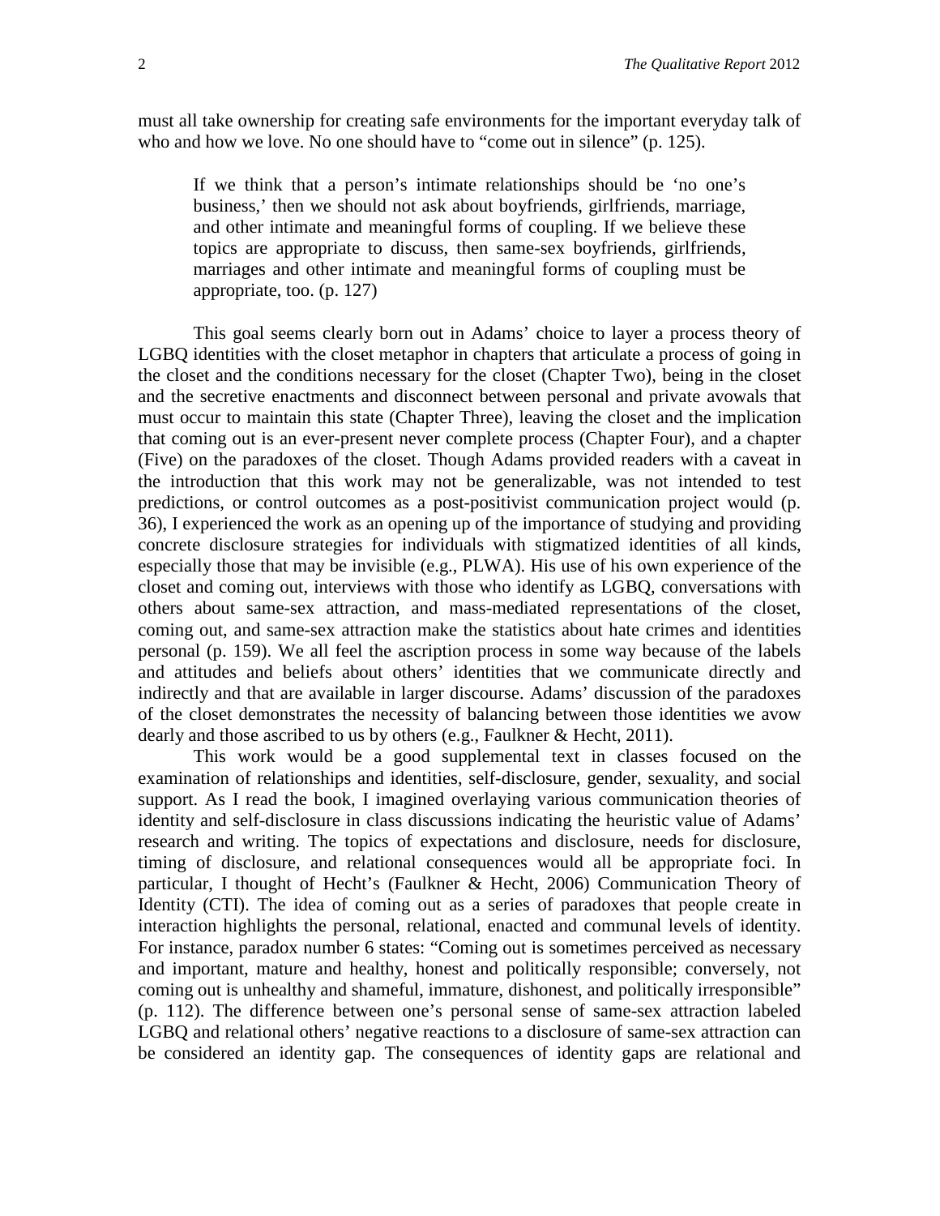must all take ownership for creating safe environments for the important everyday talk of who and how we love. No one should have to "come out in silence" (p. 125).

> If we think that a person's intimate relationships should be 'no one's business,' then we should not ask about boyfriends, girlfriends, marriage, and other intimate and meaningful forms of coupling. If we believe these topics are appropriate to discuss, then same-sex boyfriends, girlfriends, marriages and other intimate and meaningful forms of coupling must be appropriate, too. (p. 127)

This goal seems clearly born out in Adams' choice to layer a process theory of LGBQ identities with the closet metaphor in chapters that articulate a process of going in the closet and the conditions necessary for the closet (Chapter Two), being in the closet and the secretive enactments and disconnect between personal and private avowals that must occur to maintain this state (Chapter Three), leaving the closet and the implication that coming out is an ever-present never complete process (Chapter Four), and a chapter (Five) on the paradoxes of the closet. Though Adams provided readers with a caveat in the introduction that this work may not be generalizable, was not intended to test predictions, or control outcomes as a post-positivist communication project would (p. 36), I experienced the work as an opening up of the importance of studying and providing concrete disclosure strategies for individuals with stigmatized identities of all kinds, especially those that may be invisible (e.g., PLWA). His use of his own experience of the closet and coming out, interviews with those who identify as LGBQ, conversations with others about same-sex attraction, and mass-mediated representations of the closet, coming out, and same-sex attraction make the statistics about hate crimes and identities personal (p. 159). We all feel the ascription process in some way because of the labels and attitudes and beliefs about others' identities that we communicate directly and indirectly and that are available in larger discourse. Adams' discussion of the paradoxes of the closet demonstrates the necessity of balancing between those identities we avow dearly and those ascribed to us by others (e.g., Faulkner & Hecht, 2011).

This work would be a good supplemental text in classes focused on the examination of relationships and identities, self-disclosure, gender, sexuality, and social support. As I read the book, I imagined overlaying various communication theories of identity and self-disclosure in class discussions indicating the heuristic value of Adams' research and writing. The topics of expectations and disclosure, needs for disclosure, timing of disclosure, and relational consequences would all be appropriate foci. In particular, I thought of Hecht's (Faulkner & Hecht, 2006) Communication Theory of Identity (CTI). The idea of coming out as a series of paradoxes that people create in interaction highlights the personal, relational, enacted and communal levels of identity. For instance, paradox number 6 states: "Coming out is sometimes perceived as necessary and important, mature and healthy, honest and politically responsible; conversely, not coming out is unhealthy and shameful, immature, dishonest, and politically irresponsible" (p. 112). The difference between one's personal sense of same-sex attraction labeled LGBQ and relational others' negative reactions to a disclosure of same-sex attraction can be considered an identity gap. The consequences of identity gaps are relational and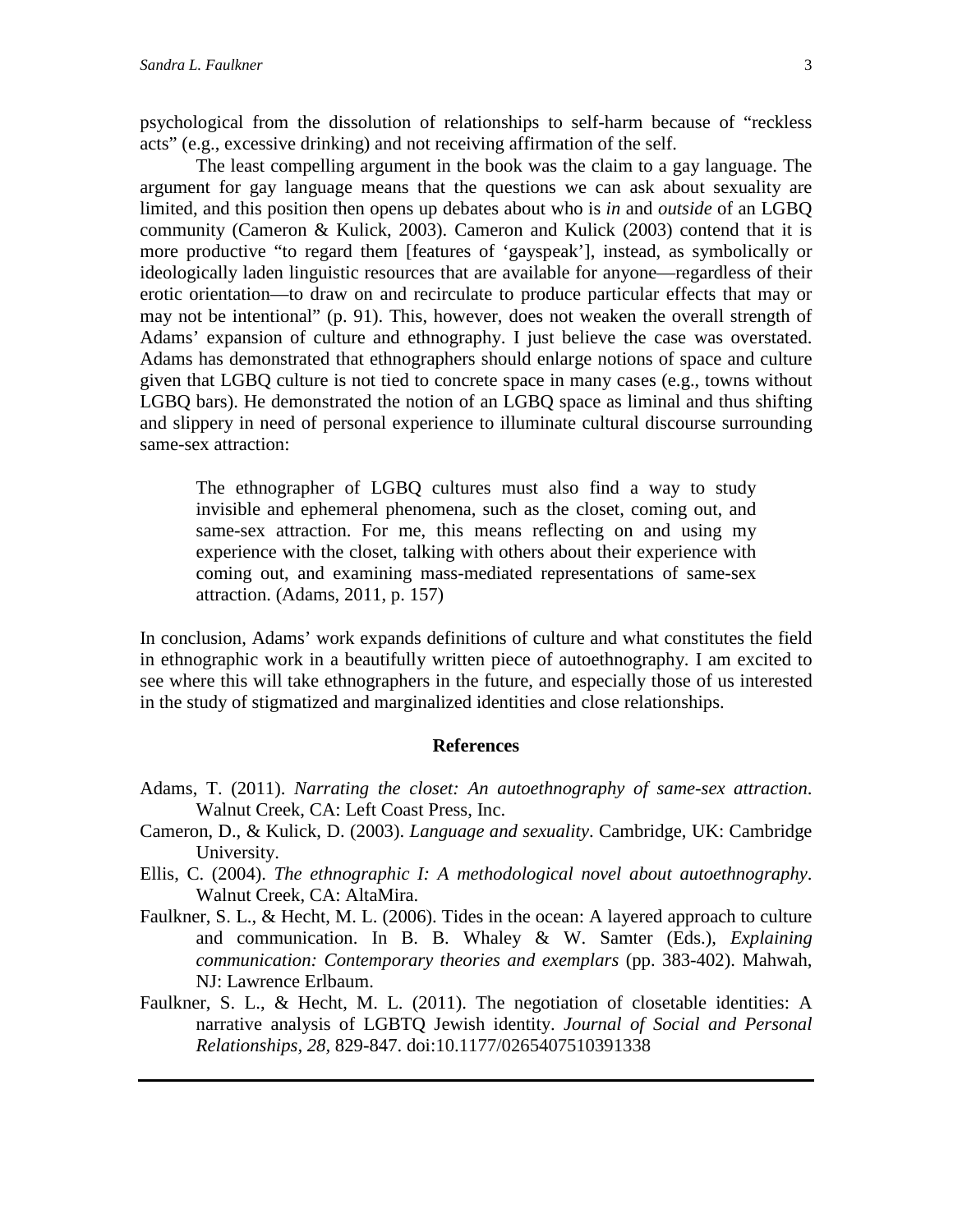psychological from the dissolution of relationships to self-harm because of "reckless acts" (e.g., excessive drinking) and not receiving affirmation of the self.

The least compelling argument in the book was the claim to a gay language. The argument for gay language means that the questions we can ask about sexuality are limited, and this position then opens up debates about who is *in* and *outside* of an LGBQ community (Cameron & Kulick, 2003). Cameron and Kulick (2003) contend that it is more productive "to regard them [features of 'gayspeak'], instead, as symbolically or ideologically laden linguistic resources that are available for anyone—regardless of their erotic orientation—to draw on and recirculate to produce particular effects that may or may not be intentional" (p. 91). This, however, does not weaken the overall strength of Adams' expansion of culture and ethnography. I just believe the case was overstated. Adams has demonstrated that ethnographers should enlarge notions of space and culture given that LGBQ culture is not tied to concrete space in many cases (e.g., towns without LGBQ bars). He demonstrated the notion of an LGBQ space as liminal and thus shifting and slippery in need of personal experience to illuminate cultural discourse surrounding same-sex attraction:

> The ethnographer of LGBQ cultures must also find a way to study invisible and ephemeral phenomena, such as the closet, coming out, and same-sex attraction. For me, this means reflecting on and using my experience with the closet, talking with others about their experience with coming out, and examining mass-mediated representations of same-sex attraction. (Adams, 2011, p. 157)

In conclusion, Adams' work expands definitions of culture and what constitutes the field in ethnographic work in a beautifully written piece of autoethnography. I am excited to see where this will take ethnographers in the future, and especially those of us interested in the study of stigmatized and marginalized identities and close relationships.

## References

Adams, T. (2011). *Narrating the closet: An autoethnography of same-sex attraction*. Walnut Creek, CA: Left Coast Press, Inc.

Cameron, D., & Kulick, D. (2003). *Language and sexuality*. Cambridge, UK: Cambridge University.

Ellis, C. (2004). *The ethnographic I: A methodological novel about autoethnography*. Walnut Creek, CA: AltaMira.

Faulkner, S. L., & Hecht, M. L. (2006). Tides in the ocean: A layered approach to culture and communication. In B. B. Whaley & W. Samter (Eds.), *Explaining communication: Contemporary theories and exemplars* (pp. 383-402). Mahwah, NJ: Lawrence Erlbaum.

Faulkner, S. L., & Hecht, M. L. (2011). The negotiation of closetable identities: A narrative analysis of LGBTQ Jewish identity. *Journal of Social and Personal Relationships, 28,* 829-847. doi:10.1177/0265407510391338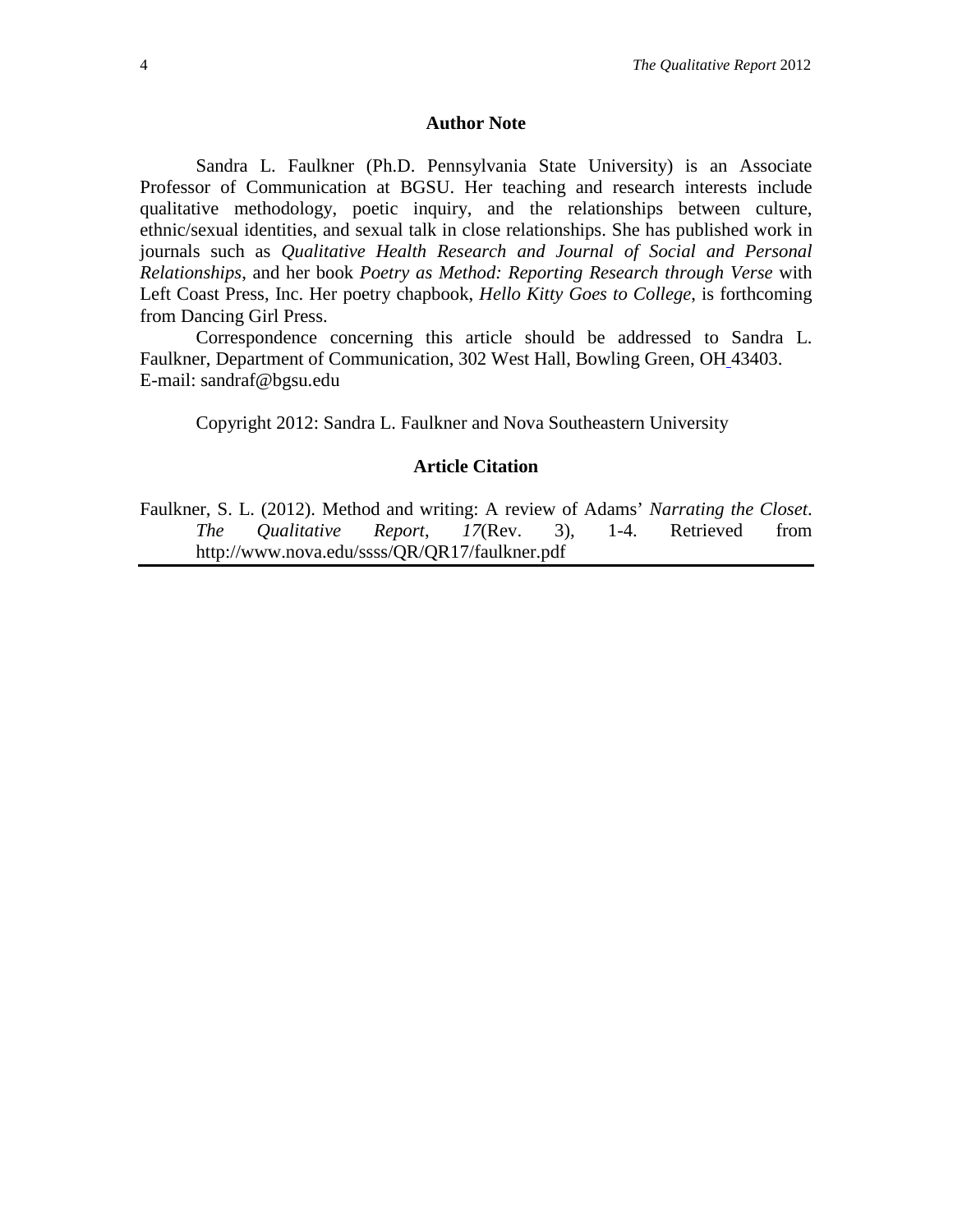## Author Note

Sandra L. Faulkner (Ph.D. Pennsylvania State University) is an Associate Professor of Communication at BGSU. Her teaching and research interests include qualitative methodology, poetic inquiry, and the relationships between culture, ethnic/sexual identities, and sexual talk in close relationships. She has published work in journals such as *Qualitative Health Research and Journal of Social and Personal Relationships*, and her book *Poetry as Method: Reporting Research through Verse* with Left Coast Press, Inc. Her poetry chapbook, *Hello Kitty Goes to College*, is forthcoming from Dancing Girl Press.

Correspondence concerning this article should be addressed to Sandra L. Faulkner, Department of Communication, 302 West Hall, Bowling Green, OH 43403. E-mail: sandraf@bgsu.edu

Copyright 2012: Sandra L. Faulkner and Nova Southeastern University

## Article Citation

Faulkner, S. L. (2012). Method and writing: A review of Adams' *Narrating the Closet*. *The Qualitative Report*, *17*(Rev. 3), 1-4. Retrieved from http://www.nova.edu/ssss/QR/QR17/faulkner.pdf